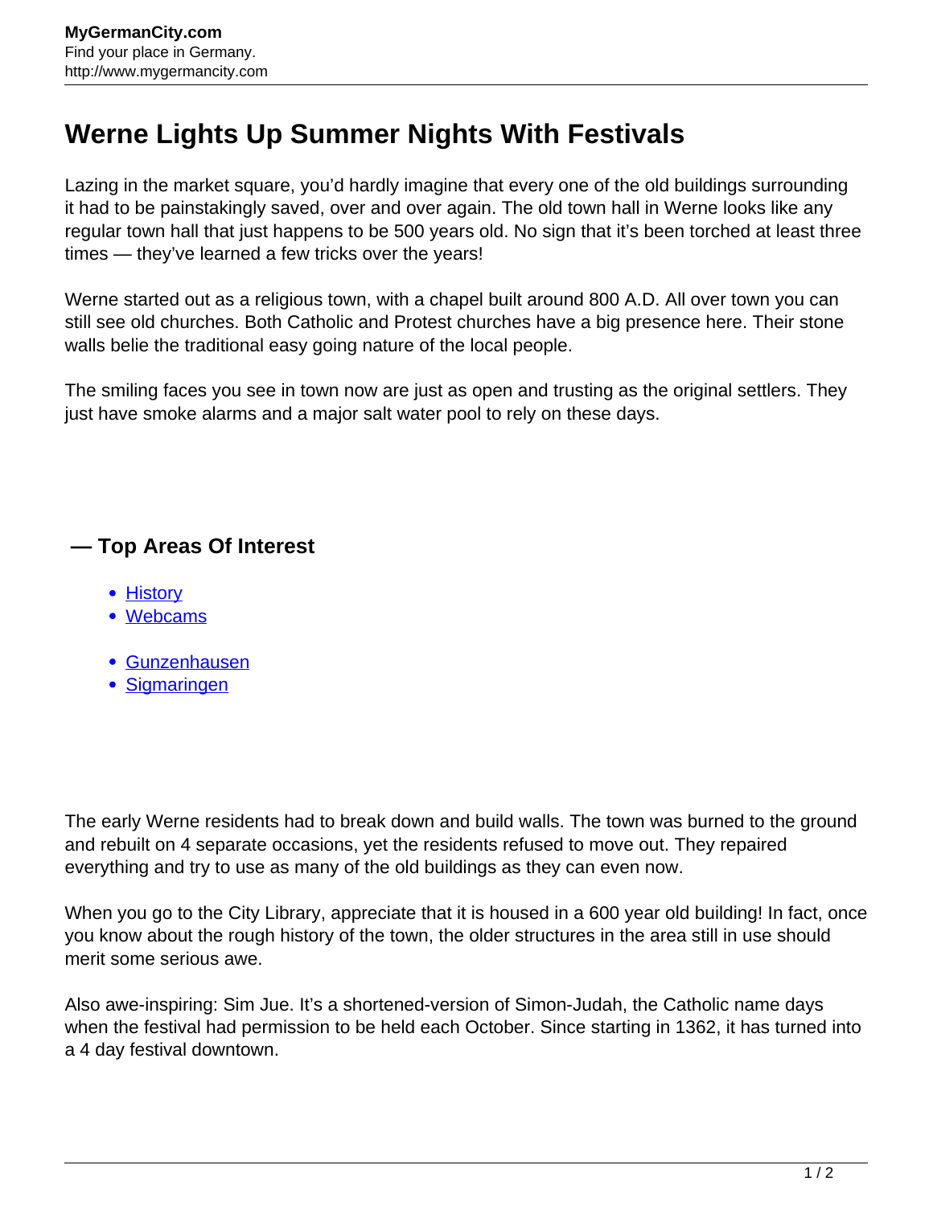# Werne Lights Up Summer Nights With Festivals

Lazing in the market square, you'd hardly imagine that every one of the old buildings surrounding it had to be painstakingly saved, over and over again. The old town hall in Werne looks like any regular town hall that just happens to be 500 years old. No sign that it's been torched at least three times — they've learned a few tricks over the years!

Werne started out as a religious town, with a chapel built around 800 A.D. All over town you can still see old churches. Both Catholic and Protest churches have a big presence here. Their stone walls belie the traditional easy going nature of the local people.

The smiling faces you see in town now are just as open and trusting as the original settlers. They just have smoke alarms and a major salt water pool to rely on these days.

## — Top Areas Of Interest

- History
- Webcams

- Gunzenhausen
- Sigmaringen

The early Werne residents had to break down and build walls. The town was burned to the ground and rebuilt on 4 separate occasions, yet the residents refused to move out. They repaired everything and try to use as many of the old buildings as they can even now.

When you go to the City Library, appreciate that it is housed in a 600 year old building! In fact, once you know about the rough history of the town, the older structures in the area still in use should merit some serious awe.

Also awe-inspiring: Sim Jue. It's a shortened-version of Simon-Judah, the Catholic name days when the festival had permission to be held each October. Since starting in 1362, it has turned into a 4 day festival downtown.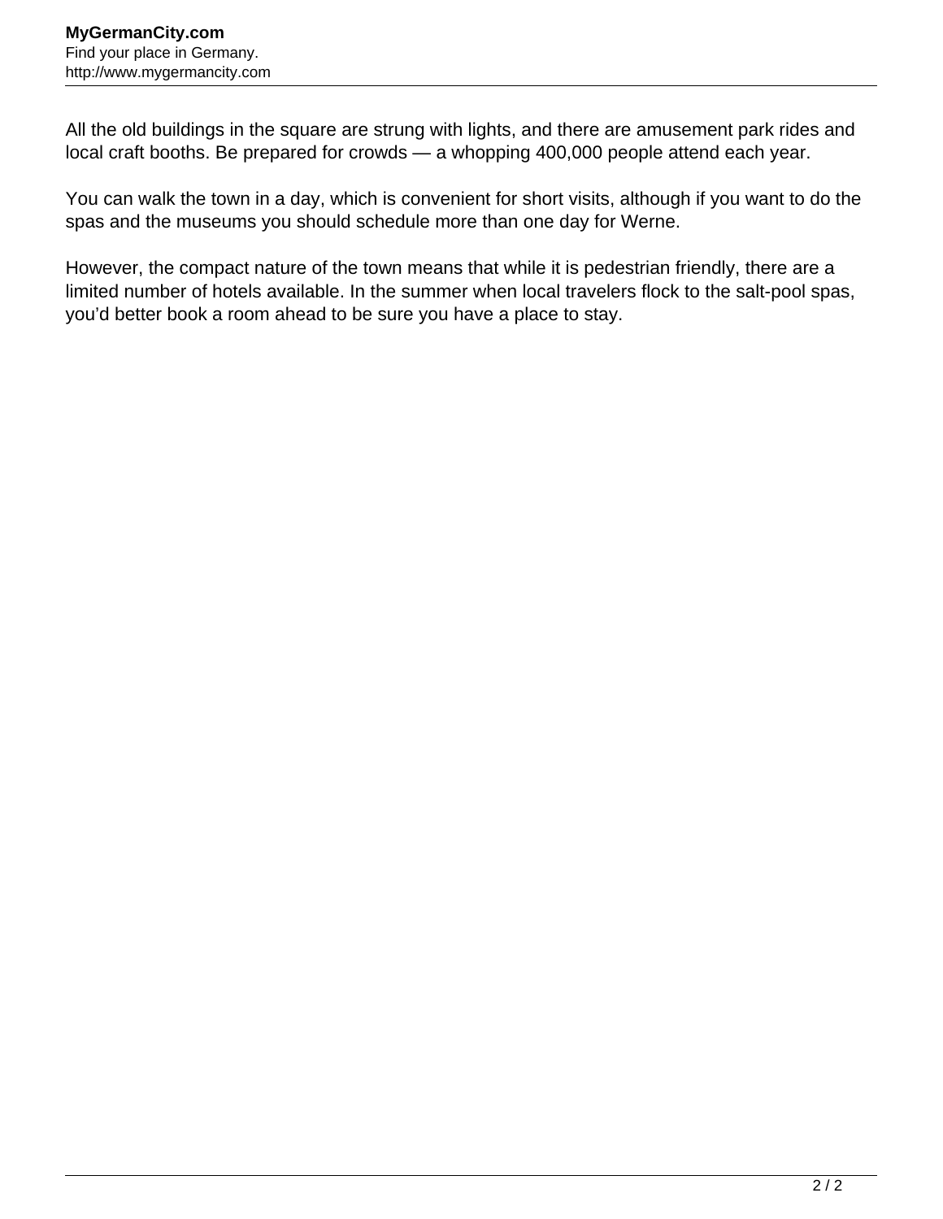All the old buildings in the square are strung with lights, and there are amusement park rides and local craft booths. Be prepared for crowds — a whopping 400,000 people attend each year.

You can walk the town in a day, which is convenient for short visits, although if you want to do the spas and the museums you should schedule more than one day for Werne.

However, the compact nature of the town means that while it is pedestrian friendly, there are a limited number of hotels available. In the summer when local travelers flock to the salt-pool spas, you'd better book a room ahead to be sure you have a place to stay.